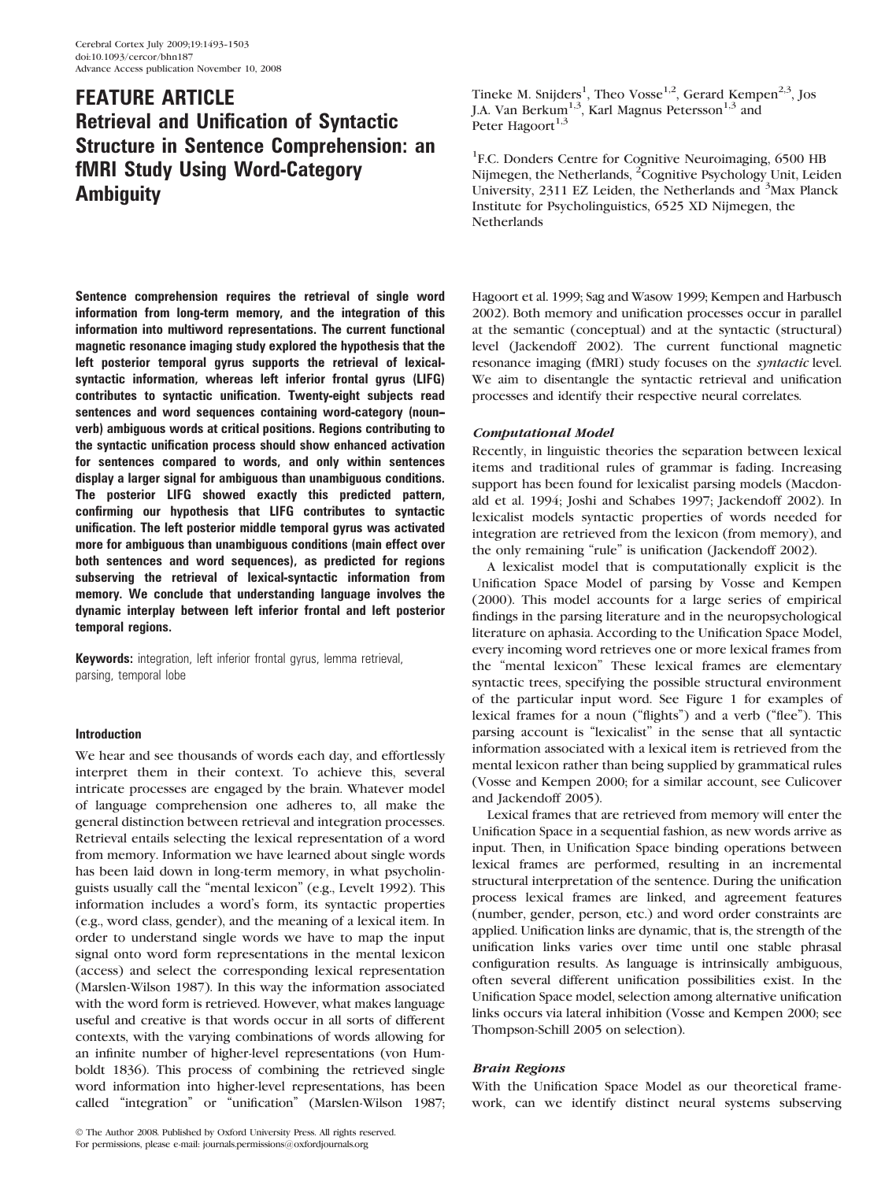# FEATURE ARTICLE
# Retrieval and Unification of Syntactic Structure in Sentence Comprehension: an fMRI Study Using Word-Category Ambiguity

Tineke M. Snijders[1], Theo Vosse[1,2], Gerard Kempen[2,3], Jos J.A. Van Berkum[1,3], Karl Magnus Petersson[1,3] and Peter Hagoort[1,3]

[1]F.C. Donders Centre for Cognitive Neuroimaging, 6500 HB Nijmegen, the Netherlands, [2]Cognitive Psychology Unit, Leiden University, 2311 EZ Leiden, the Netherlands and [3]Max Planck Institute for Psycholinguistics, 6525 XD Nijmegen, the Netherlands

**Sentence comprehension requires the retrieval of single word information from long-term memory, and the integration of this information into multiword representations. The current functional magnetic resonance imaging study explored the hypothesis that the left posterior temporal gyrus supports the retrieval of lexical-syntactic information, whereas left inferior frontal gyrus (LIFG) contributes to syntactic unification. Twenty-eight subjects read sentences and word sequences containing word-category (noun–verb) ambiguous words at critical positions. Regions contributing to the syntactic unification process should show enhanced activation for sentences compared to words, and only within sentences display a larger signal for ambiguous than unambiguous conditions. The posterior LIFG showed exactly this predicted pattern, confirming our hypothesis that LIFG contributes to syntactic unification. The left posterior middle temporal gyrus was activated more for ambiguous than unambiguous conditions (main effect over both sentences and word sequences), as predicted for regions subserving the retrieval of lexical-syntactic information from memory. We conclude that understanding language involves the dynamic interplay between left inferior frontal and left posterior temporal regions.**

**Keywords:** integration, left inferior frontal gyrus, lemma retrieval, parsing, temporal lobe

## Introduction

We hear and see thousands of words each day, and effortlessly interpret them in their context. To achieve this, several intricate processes are engaged by the brain. Whatever model of language comprehension one adheres to, all make the general distinction between retrieval and integration processes. Retrieval entails selecting the lexical representation of a word from memory. Information we have learned about single words has been laid down in long-term memory, in what psycholinguists usually call the "mental lexicon" (e.g., Levelt 1992). This information includes a word's form, its syntactic properties (e.g., word class, gender), and the meaning of a lexical item. In order to understand single words we have to map the input signal onto word form representations in the mental lexicon (access) and select the corresponding lexical representation (Marslen-Wilson 1987). In this way the information associated with the word form is retrieved. However, what makes language useful and creative is that words occur in all sorts of different contexts, with the varying combinations of words allowing for an infinite number of higher-level representations (von Humboldt 1836). This process of combining the retrieved single word information into higher-level representations, has been called "integration" or "unification" (Marslen-Wilson 1987; Hagoort et al. 1999; Sag and Wasow 1999; Kempen and Harbusch 2002). Both memory and unification processes occur in parallel at the semantic (conceptual) and at the syntactic (structural) level (Jackendoff 2002). The current functional magnetic resonance imaging (fMRI) study focuses on the *syntactic* level. We aim to disentangle the syntactic retrieval and unification processes and identify their respective neural correlates.

### *Computational Model*

Recently, in linguistic theories the separation between lexical items and traditional rules of grammar is fading. Increasing support has been found for lexicalist parsing models (Macdonald et al. 1994; Joshi and Schabes 1997; Jackendoff 2002). In lexicalist models syntactic properties of words needed for integration are retrieved from the lexicon (from memory), and the only remaining "rule" is unification (Jackendoff 2002).

A lexicalist model that is computationally explicit is the Unification Space Model of parsing by Vosse and Kempen (2000). This model accounts for a large series of empirical findings in the parsing literature and in the neuropsychological literature on aphasia. According to the Unification Space Model, every incoming word retrieves one or more lexical frames from the "mental lexicon" These lexical frames are elementary syntactic trees, specifying the possible structural environment of the particular input word. See Figure 1 for examples of lexical frames for a noun ("flights") and a verb ("flee"). This parsing account is "lexicalist" in the sense that all syntactic information associated with a lexical item is retrieved from the mental lexicon rather than being supplied by grammatical rules (Vosse and Kempen 2000; for a similar account, see Culicover and Jackendoff 2005).

Lexical frames that are retrieved from memory will enter the Unification Space in a sequential fashion, as new words arrive as input. Then, in Unification Space binding operations between lexical frames are performed, resulting in an incremental structural interpretation of the sentence. During the unification process lexical frames are linked, and agreement features (number, gender, person, etc.) and word order constraints are applied. Unification links are dynamic, that is, the strength of the unification links varies over time until one stable phrasal configuration results. As language is intrinsically ambiguous, often several different unification possibilities exist. In the Unification Space model, selection among alternative unification links occurs via lateral inhibition (Vosse and Kempen 2000; see Thompson-Schill 2005 on selection).

### *Brain Regions*

With the Unification Space Model as our theoretical framework, can we identify distinct neural systems subserving

© The Author 2008. Published by Oxford University Press. All rights reserved.
For permissions, please e-mail: journals.permissions@oxfordjournals.org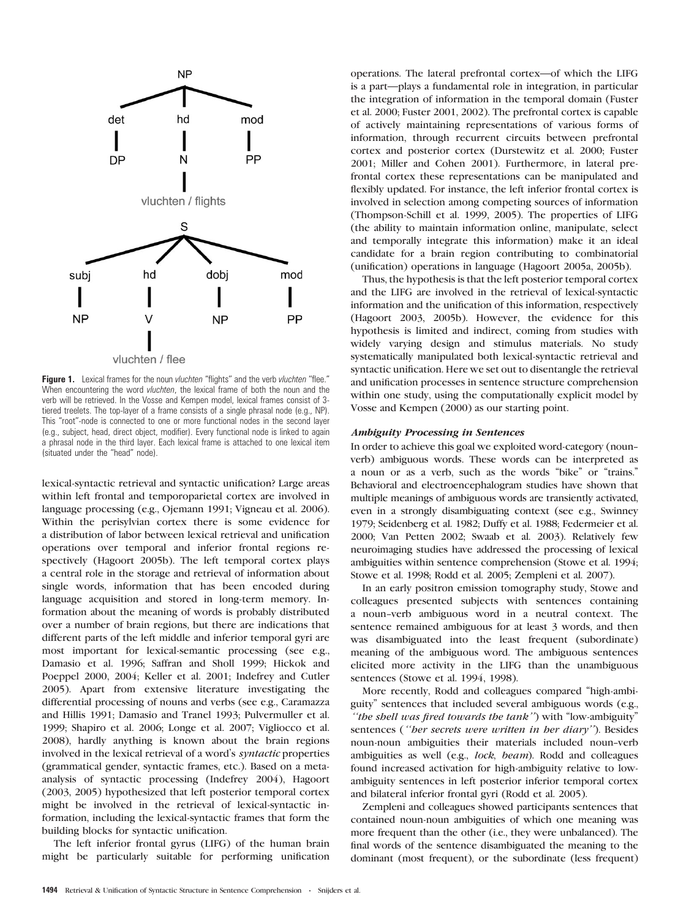**Figure 1.** Lexical frames for the noun *vluchten* "flights" and the verb *vluchten* "flee." When encountering the word *vluchten*, the lexical frame of both the noun and the verb will be retrieved. In the Vosse and Kempen model, lexical frames consist of 3-tiered treelets. The top-layer of a frame consists of a single phrasal node (e.g., NP). This "root"-node is connected to one or more functional nodes in the second layer (e.g., subject, head, direct object, modifier). Every functional node is linked to again a phrasal node in the third layer. Each lexical frame is attached to one lexical item (situated under the "head" node).

lexical-syntactic retrieval and syntactic unification? Large areas within left frontal and temporoparietal cortex are involved in language processing (e.g., Ojemann 1991; Vigneau et al. 2006). Within the perisylvian cortex there is some evidence for a distribution of labor between lexical retrieval and unification operations over temporal and inferior frontal regions respectively (Hagoort 2005b). The left temporal cortex plays a central role in the storage and retrieval of information about single words, information that has been encoded during language acquisition and stored in long-term memory. Information about the meaning of words is probably distributed over a number of brain regions, but there are indications that different parts of the left middle and inferior temporal gyri are most important for lexical-semantic processing (see e.g., Damasio et al. 1996; Saffran and Sholl 1999; Hickok and Poeppel 2000, 2004; Keller et al. 2001; Indefrey and Cutler 2005). Apart from extensive literature investigating the differential processing of nouns and verbs (see e.g., Caramazza and Hillis 1991; Damasio and Tranel 1993; Pulvermuller et al. 1999; Shapiro et al. 2006; Longe et al. 2007; Vigliocco et al. 2008), hardly anything is known about the brain regions involved in the lexical retrieval of a word's *syntactic* properties (grammatical gender, syntactic frames, etc.). Based on a meta-analysis of syntactic processing (Indefrey 2004), Hagoort (2003, 2005) hypothesized that left posterior temporal cortex might be involved in the retrieval of lexical-syntactic information, including the lexical-syntactic frames that form the building blocks for syntactic unification.

The left inferior frontal gyrus (LIFG) of the human brain might be particularly suitable for performing unification operations. The lateral prefrontal cortex—of which the LIFG is a part—plays a fundamental role in integration, in particular the integration of information in the temporal domain (Fuster et al. 2000; Fuster 2001, 2002). The prefrontal cortex is capable of actively maintaining representations of various forms of information, through recurrent circuits between prefrontal cortex and posterior cortex (Durstewitz et al. 2000; Fuster 2001; Miller and Cohen 2001). Furthermore, in lateral prefrontal cortex these representations can be manipulated and flexibly updated. For instance, the left inferior frontal cortex is involved in selection among competing sources of information (Thompson-Schill et al. 1999, 2005). The properties of LIFG (the ability to maintain information online, manipulate, select and temporally integrate this information) make it an ideal candidate for a brain region contributing to combinatorial (unification) operations in language (Hagoort 2005a, 2005b).

Thus, the hypothesis is that the left posterior temporal cortex and the LIFG are involved in the retrieval of lexical-syntactic information and the unification of this information, respectively (Hagoort 2003, 2005b). However, the evidence for this hypothesis is limited and indirect, coming from studies with widely varying design and stimulus materials. No study systematically manipulated both lexical-syntactic retrieval and syntactic unification. Here we set out to disentangle the retrieval and unification processes in sentence structure comprehension within one study, using the computationally explicit model by Vosse and Kempen (2000) as our starting point.

### *Ambiguity Processing in Sentences*

In order to achieve this goal we exploited word-category (noun–verb) ambiguous words. These words can be interpreted as a noun or as a verb, such as the words "bike" or "trains." Behavioral and electroencephalogram studies have shown that multiple meanings of ambiguous words are transiently activated, even in a strongly disambiguating context (see e.g., Swinney 1979; Seidenberg et al. 1982; Duffy et al. 1988; Federmeier et al. 2000; Van Petten 2002; Swaab et al. 2003). Relatively few neuroimaging studies have addressed the processing of lexical ambiguities within sentence comprehension (Stowe et al. 1994; Stowe et al. 1998; Rodd et al. 2005; Zempleni et al. 2007).

In an early positron emission tomography study, Stowe and colleagues presented subjects with sentences containing a noun–verb ambiguous word in a neutral context. The sentence remained ambiguous for at least 3 words, and then was disambiguated into the least frequent (subordinate) meaning of the ambiguous word. The ambiguous sentences elicited more activity in the LIFG than the unambiguous sentences (Stowe et al. 1994, 1998).

More recently, Rodd and colleagues compared "high-ambiguity" sentences that included several ambiguous words (e.g., *"the shell was fired towards the tank"*) with "low-ambiguity" sentences (*"her secrets were written in her diary"*). Besides noun-noun ambiguities their materials included noun–verb ambiguities as well (e.g., *lock*, *beam*). Rodd and colleagues found increased activation for high-ambiguity relative to low-ambiguity sentences in left posterior inferior temporal cortex and bilateral inferior frontal gyri (Rodd et al. 2005).

Zempleni and colleagues showed participants sentences that contained noun-noun ambiguities of which one meaning was more frequent than the other (i.e., they were unbalanced). The final words of the sentence disambiguated the meaning to the dominant (most frequent), or the subordinate (less frequent)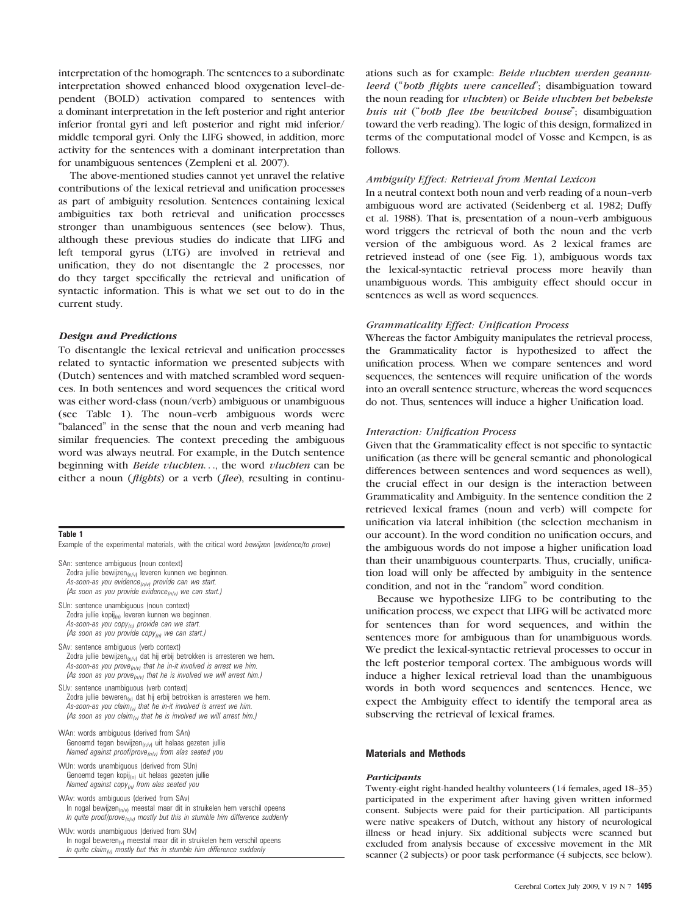interpretation of the homograph. The sentences to a subordinate interpretation showed enhanced blood oxygenation level–dependent (BOLD) activation compared to sentences with a dominant interpretation in the left posterior and right anterior inferior frontal gyri and left posterior and right mid inferior/middle temporal gyri. Only the LIFG showed, in addition, more activity for the sentences with a dominant interpretation than for unambiguous sentences (Zempleni et al. 2007).

The above-mentioned studies cannot yet unravel the relative contributions of the lexical retrieval and unification processes as part of ambiguity resolution. Sentences containing lexical ambiguities tax both retrieval and unification processes stronger than unambiguous sentences (see below). Thus, although these previous studies do indicate that LIFG and left temporal gyrus (LTG) are involved in retrieval and unification, they do not disentangle the 2 processes, nor do they target specifically the retrieval and unification of syntactic information. This is what we set out to do in the current study.

### *Design and Predictions*

To disentangle the lexical retrieval and unification processes related to syntactic information we presented subjects with (Dutch) sentences and with matched scrambled word sequences. In both sentences and word sequences the critical word was either word-class (noun/verb) ambiguous or unambiguous (see Table 1). The noun–verb ambiguous words were "balanced" in the sense that the noun and verb meaning had similar frequencies. The context preceding the ambiguous word was always neutral. For example, in the Dutch sentence beginning with *Beide vluchten*..., the word *vluchten* can be either a noun (*flights*) or a verb (*flee*), resulting in continuations such as for example: ***Beide vluchten werden geannuleerd*** ("*both flights were cancelled*"; disambiguation toward the noun reading for *vluchten*) or ***Beide vluchten het behekste huis uit*** ("*both flee the bewitched house*"; disambiguation toward the verb reading). The logic of this design, formalized in terms of the computational model of Vosse and Kempen, is as follows.

**Table 1**

Example of the experimental materials, with the critical word *bewijzen* (*evidence/to prove*)

SAn: sentence ambiguous (noun context)
Zodra jullie bewijzen$_{(n/v)}$ leveren kunnen we beginnen.
*As-soon-as you evidence$_{(n/v)}$ provide can we start.*
*(As soon as you provide evidence$_{(n/v)}$ we can start.)*

SUn: sentence unambiguous (noun context)
Zodra jullie kopij$_{(n)}$ leveren kunnen we beginnen.
*As-soon-as you copy$_{(n)}$ provide can we start.*
*(As soon as you provide copy$_{(n)}$ we can start.)*

SAv: sentence ambiguous (verb context)
Zodra jullie bewijzen$_{(n/v)}$ dat hij erbij betrokken is arresteren we hem.
*As-soon-as you prove$_{(n/v)}$ that he in-it involved is arrest we him.*
*(As soon as you prove$_{(n/v)}$ that he is involved we will arrest him.)*

SUv: sentence unambiguous (verb context)
Zodra jullie beweren$_{(v)}$ dat hij erbij betrokken is arresteren we hem.
*As-soon-as you claim$_{(v)}$ that he in-it involved is arrest we him.*
*(As soon as you claim$_{(v)}$ that he is involved we will arrest him.)*

WAn: words ambiguous (derived from SAn)
Genoemd tegen bewijzen$_{(n/v)}$ uit helaas gezeten jullie
*Named against proof/prove$_{(n/v)}$ from alas seated you*

WUn: words unambiguous (derived from SUn)
Genoemd tegen kopij$_{(n)}$ uit helaas gezeten jullie
*Named against copy$_{(n)}$ from alas seated you*

WAv: words ambiguous (derived from SAv)
In nogal bewijzen$_{(n/v)}$ meestal maar dit in struikelen hem verschil opeens
*In quite proof/prove$_{(n/v)}$ mostly but this in stumble him difference suddenly*

WUv: words unambiguous (derived from SUv)
In nogal beweren$_{(v)}$ meestal maar dit in struikelen hem verschil opeens
*In quite claim$_{(v)}$ mostly but this in stumble him difference suddenly*

#### *Ambiguity Effect: Retrieval from Mental Lexicon*

In a neutral context both noun and verb reading of a noun–verb ambiguous word are activated (Seidenberg et al. 1982; Duffy et al. 1988). That is, presentation of a noun–verb ambiguous word triggers the retrieval of both the noun and the verb version of the ambiguous word. As 2 lexical frames are retrieved instead of one (see Fig. 1), ambiguous words tax the lexical-syntactic retrieval process more heavily than unambiguous words. This ambiguity effect should occur in sentences as well as word sequences.

#### *Grammaticality Effect: Unification Process*

Whereas the factor Ambiguity manipulates the retrieval process, the Grammaticality factor is hypothesized to affect the unification process. When we compare sentences and word sequences, the sentences will require unification of the words into an overall sentence structure, whereas the word sequences do not. Thus, sentences will induce a higher Unification load.

#### *Interaction: Unification Process*

Given that the Grammaticality effect is not specific to syntactic unification (as there will be general semantic and phonological differences between sentences and word sequences as well), the crucial effect in our design is the interaction between Grammaticality and Ambiguity. In the sentence condition the 2 retrieved lexical frames (noun and verb) will compete for unification via lateral inhibition (the selection mechanism in our account). In the word condition no unification occurs, and the ambiguous words do not impose a higher unification load than their unambiguous counterparts. Thus, crucially, unification load will only be affected by ambiguity in the sentence condition, and not in the "random" word condition.

Because we hypothesize LIFG to be contributing to the unification process, we expect that LIFG will be activated more for sentences than for word sequences, and within the sentences more for ambiguous than for unambiguous words. We predict the lexical-syntactic retrieval processes to occur in the left posterior temporal cortex. The ambiguous words will induce a higher lexical retrieval load than the unambiguous words in both word sequences and sentences. Hence, we expect the Ambiguity effect to identify the temporal area as subserving the retrieval of lexical frames.

## Materials and Methods

### *Participants*

Twenty-eight right-handed healthy volunteers (14 females, aged 18–35) participated in the experiment after having given written informed consent. Subjects were paid for their participation. All participants were native speakers of Dutch, without any history of neurological illness or head injury. Six additional subjects were scanned but excluded from analysis because of excessive movement in the MR scanner (2 subjects) or poor task performance (4 subjects, see below).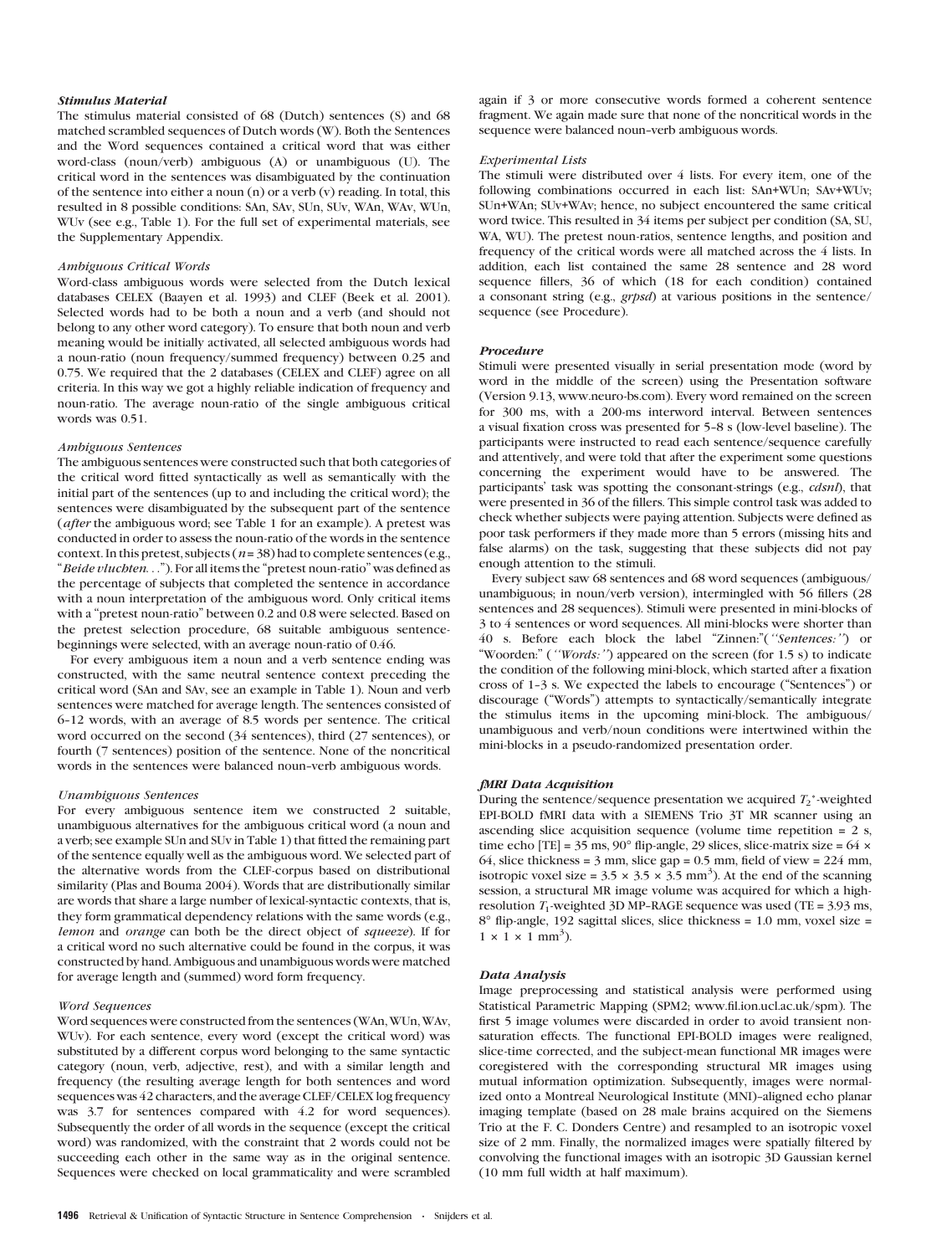### *Stimulus Material*

The stimulus material consisted of 68 (Dutch) sentences (S) and 68 matched scrambled sequences of Dutch words (W). Both the Sentences and the Word sequences contained a critical word that was either word-class (noun/verb) ambiguous (A) or unambiguous (U). The critical word in the sentences was disambiguated by the continuation of the sentence into either a noun (n) or a verb (v) reading. In total, this resulted in 8 possible conditions: SAn, SAv, SUn, SUv, WAn, WAv, WUn, WUv (see e.g., Table 1). For the full set of experimental materials, see the Supplementary Appendix.

#### *Ambiguous Critical Words*

Word-class ambiguous words were selected from the Dutch lexical databases CELEX (Baayen et al. 1993) and CLEF (Beek et al. 2001). Selected words had to be both a noun and a verb (and should not belong to any other word category). To ensure that both noun and verb meaning would be initially activated, all selected ambiguous words had a noun-ratio (noun frequency/summed frequency) between 0.25 and 0.75. We required that the 2 databases (CELEX and CLEF) agree on all criteria. In this way we got a highly reliable indication of frequency and noun-ratio. The average noun-ratio of the single ambiguous critical words was 0.51.

#### *Ambiguous Sentences*

The ambiguous sentences were constructed such that both categories of the critical word fitted syntactically as well as semantically with the initial part of the sentences (up to and including the critical word); the sentences were disambiguated by the subsequent part of the sentence (*after* the ambiguous word; see Table 1 for an example). A pretest was conducted in order to assess the noun-ratio of the words in the sentence context. In this pretest, subjects ($n = 38$) had to complete sentences (e.g., "*Beide vluchten*. . ."). For all items the "pretest noun-ratio" was defined as the percentage of subjects that completed the sentence in accordance with a noun interpretation of the ambiguous word. Only critical items with a "pretest noun-ratio" between 0.2 and 0.8 were selected. Based on the pretest selection procedure, 68 suitable ambiguous sentence-beginnings were selected, with an average noun-ratio of 0.46.

For every ambiguous item a noun and a verb sentence ending was constructed, with the same neutral sentence context preceding the critical word (SAn and SAv, see an example in Table 1). Noun and verb sentences were matched for average length. The sentences consisted of 6–12 words, with an average of 8.5 words per sentence. The critical word occurred on the second (34 sentences), third (27 sentences), or fourth (7 sentences) position of the sentence. None of the noncritical words in the sentences were balanced noun–verb ambiguous words.

#### *Unambiguous Sentences*

For every ambiguous sentence item we constructed 2 suitable, unambiguous alternatives for the ambiguous critical word (a noun and a verb; see example SUn and SUv in Table 1) that fitted the remaining part of the sentence equally well as the ambiguous word. We selected part of the alternative words from the CLEF-corpus based on distributional similarity (Plas and Bouma 2004). Words that are distributionally similar are words that share a large number of lexical-syntactic contexts, that is, they form grammatical dependency relations with the same words (e.g., *lemon* and *orange* can both be the direct object of *squeeze*). If for a critical word no such alternative could be found in the corpus, it was constructed by hand. Ambiguous and unambiguous words were matched for average length and (summed) word form frequency.

#### *Word Sequences*

Word sequences were constructed from the sentences (WAn, WUn, WAv, WUv). For each sentence, every word (except the critical word) was substituted by a different corpus word belonging to the same syntactic category (noun, verb, adjective, rest), and with a similar length and frequency (the resulting average length for both sentences and word sequences was 42 characters, and the average CLEF/CELEX log frequency was 3.7 for sentences compared with 4.2 for word sequences). Subsequently the order of all words in the sequence (except the critical word) was randomized, with the constraint that 2 words could not be succeeding each other in the same way as in the original sentence. Sequences were checked on local grammaticality and were scrambled again if 3 or more consecutive words formed a coherent sentence fragment. We again made sure that none of the noncritical words in the sequence were balanced noun–verb ambiguous words.

#### *Experimental Lists*

The stimuli were distributed over 4 lists. For every item, one of the following combinations occurred in each list: SAn+WUn; SAv+WUv; SUn+WAn; SUv+WAv; hence, no subject encountered the same critical word twice. This resulted in 34 items per subject per condition (SA, SU, WA, WU). The pretest noun-ratios, sentence lengths, and position and frequency of the critical words were all matched across the 4 lists. In addition, each list contained the same 28 sentence and 28 word sequence fillers, 36 of which (18 for each condition) contained a consonant string (e.g., *grpsd*) at various positions in the sentence/sequence (see Procedure).

### *Procedure*

Stimuli were presented visually in serial presentation mode (word by word in the middle of the screen) using the Presentation software (Version 9.13, www.neuro-bs.com). Every word remained on the screen for 300 ms, with a 200-ms interword interval. Between sentences a visual fixation cross was presented for 5–8 s (low-level baseline). The participants were instructed to read each sentence/sequence carefully and attentively, and were told that after the experiment some questions concerning the experiment would have to be answered. The participants' task was spotting the consonant-strings (e.g., *cdsnl*), that were presented in 36 of the fillers. This simple control task was added to check whether subjects were paying attention. Subjects were defined as poor task performers if they made more than 5 errors (missing hits and false alarms) on the task, suggesting that these subjects did not pay enough attention to the stimuli.

Every subject saw 68 sentences and 68 word sequences (ambiguous/unambiguous; in noun/verb version), intermingled with 56 fillers (28 sentences and 28 sequences). Stimuli were presented in mini-blocks of 3 to 4 sentences or word sequences. All mini-blocks were shorter than 40 s. Before each block the label "Zinnen:"(*''Sentences:''*) or "Woorden:" (*''Words:''*) appeared on the screen (for 1.5 s) to indicate the condition of the following mini-block, which started after a fixation cross of 1–3 s. We expected the labels to encourage ("Sentences") or discourage ("Words") attempts to syntactically/semantically integrate the stimulus items in the upcoming mini-block. The ambiguous/unambiguous and verb/noun conditions were intertwined within the mini-blocks in a pseudo-randomized presentation order.

### *fMRI Data Acquisition*

During the sentence/sequence presentation we acquired $T_2^*$-weighted EPI-BOLD fMRI data with a SIEMENS Trio 3T MR scanner using an ascending slice acquisition sequence (volume time repetition = 2 s, time echo [TE] = 35 ms, 90° flip-angle, 29 slices, slice-matrix size = 64 × 64, slice thickness = 3 mm, slice gap = 0.5 mm, field of view = 224 mm, isotropic voxel size = 3.5 × 3.5 × 3.5 mm$^3$). At the end of the scanning session, a structural MR image volume was acquired for which a high-resolution $T_1$-weighted 3D MP–RAGE sequence was used (TE = 3.93 ms, 8° flip-angle, 192 sagittal slices, slice thickness = 1.0 mm, voxel size = 1 × 1 × 1 mm$^3$).

### *Data Analysis*

Image preprocessing and statistical analysis were performed using Statistical Parametric Mapping (SPM2; www.fil.ion.ucl.ac.uk/spm). The first 5 image volumes were discarded in order to avoid transient non-saturation effects. The functional EPI-BOLD images were realigned, slice-time corrected, and the subject-mean functional MR images were coregistered with the corresponding structural MR images using mutual information optimization. Subsequently, images were normalized onto a Montreal Neurological Institute (MNI)–aligned echo planar imaging template (based on 28 male brains acquired on the Siemens Trio at the F. C. Donders Centre) and resampled to an isotropic voxel size of 2 mm. Finally, the normalized images were spatially filtered by convolving the functional images with an isotropic 3D Gaussian kernel (10 mm full width at half maximum).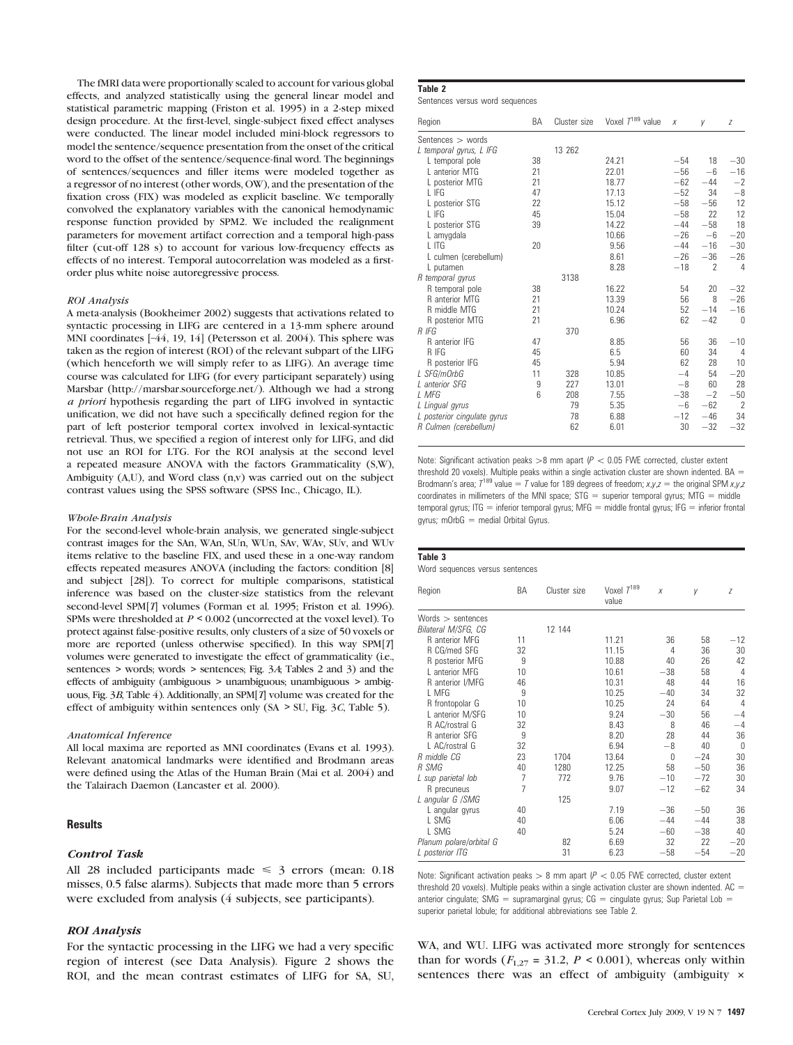The fMRI data were proportionally scaled to account for various global effects, and analyzed statistically using the general linear model and statistical parametric mapping (Friston et al. 1995) in a 2-step mixed design procedure. At the first-level, single-subject fixed effect analyses were conducted. The linear model included mini-block regressors to model the sentence/sequence presentation from the onset of the critical word to the offset of the sentence/sequence-final word. The beginnings of sentences/sequences and filler items were modeled together as a regressor of no interest (other words, OW), and the presentation of the fixation cross (FIX) was modeled as explicit baseline. We temporally convolved the explanatory variables with the canonical hemodynamic response function provided by SPM2. We included the realignment parameters for movement artifact correction and a temporal high-pass filter (cut-off 128 s) to account for various low-frequency effects as effects of no interest. Temporal autocorrelation was modeled as a first-order plus white noise autoregressive process.

#### ROI Analysis

A meta-analysis (Bookheimer 2002) suggests that activations related to syntactic processing in LIFG are centered in a 13-mm sphere around MNI coordinates [–44, 19, 14] (Petersson et al. 2004). This sphere was taken as the region of interest (ROI) of the relevant subpart of the LIFG (which henceforth we will simply refer to as LIFG). An average time course was calculated for LIFG (for every participant separately) using Marsbar (http://marsbar.sourceforge.net/). Although we had a strong *a priori* hypothesis regarding the part of LIFG involved in syntactic unification, we did not have such a specifically defined region for the part of left posterior temporal cortex involved in lexical-syntactic retrieval. Thus, we specified a region of interest only for LIFG, and did not use an ROI for LTG. For the ROI analysis at the second level a repeated measure ANOVA with the factors Grammaticality (S,W), Ambiguity (A,U), and Word class (n,v) was carried out on the subject contrast values using the SPSS software (SPSS Inc., Chicago, IL).

#### Whole-Brain Analysis

For the second-level whole-brain analysis, we generated single-subject contrast images for the SAn, WAn, SUn, WUn, SAv, WAv, SUv, and WUv items relative to the baseline FIX, and used these in a one-way random effects repeated measures ANOVA (including the factors: condition [8] and subject [28]). To correct for multiple comparisons, statistical inference was based on the cluster-size statistics from the relevant second-level SPM[*T*] volumes (Forman et al. 1995; Friston et al. 1996). SPMs were thresholded at $P < 0.002$ (uncorrected at the voxel level). To protect against false-positive results, only clusters of a size of 50 voxels or more are reported (unless otherwise specified). In this way SPM[*T*] volumes were generated to investigate the effect of grammaticality (i.e., sentences > words; words > sentences; Fig. 3*A*; Tables 2 and 3) and the effects of ambiguity (ambiguous > unambiguous; unambiguous > ambiguous, Fig. 3*B*, Table 4). Additionally, an SPM[*T*] volume was created for the effect of ambiguity within sentences only (SA > SU, Fig. 3*C*, Table 5).

#### Anatomical Inference

All local maxima are reported as MNI coordinates (Evans et al. 1993). Relevant anatomical landmarks were identified and Brodmann areas were defined using the Atlas of the Human Brain (Mai et al. 2004) and the Talairach Daemon (Lancaster et al. 2000).

## Results

### Control Task

All 28 included participants made ≤ 3 errors (mean: 0.18 misses, 0.5 false alarms). Subjects that made more than 5 errors were excluded from analysis (4 subjects, see participants).

### ROI Analysis

For the syntactic processing in the LIFG we had a very specific region of interest (see Data Analysis). Figure 2 shows the ROI, and the mean contrast estimates of LIFG for SA, SU, WA, and WU. LIFG was activated more strongly for sentences than for words ($F_{1,27} = 31.2$, $P < 0.001$), whereas only within sentences there was an effect of ambiguity (ambiguity ×

**Table 2**

Sentences versus word sequences

| Region | BA | Cluster size | Voxel $T^{189}$ value | *x* | *y* | *z* |
|---|---|---|---|---|---|---|
| *Sentences > words* | | | | | | |
| *L temporal gyrus, L IFG* | | 13 262 | | | | |
| L temporal pole | 38 | | 24.21 | −54 | 18 | −30 |
| L anterior MTG | 21 | | 22.01 | −56 | −6 | −16 |
| L posterior MTG | 21 | | 18.77 | −62 | −44 | −2 |
| L IFG | 47 | | 17.13 | −52 | 34 | −8 |
| L posterior STG | 22 | | 15.12 | −58 | −56 | 12 |
| L IFG | 45 | | 15.04 | −58 | 22 | 12 |
| L posterior STG | 39 | | 14.22 | −44 | −58 | 18 |
| L amygdala | | | 10.66 | −26 | −6 | −20 |
| L ITG | 20 | | 9.56 | −44 | −16 | −30 |
| L culmen (cerebellum) | | | 8.61 | −26 | −36 | −26 |
| L putamen | | | 8.28 | −18 | 2 | 4 |
| *R temporal gyrus* | | 3138 | | | | |
| R temporal pole | 38 | | 16.22 | 54 | 20 | −32 |
| R anterior MTG | 21 | | 13.39 | 56 | 8 | −26 |
| R middle MTG | 21 | | 10.24 | 52 | −14 | −16 |
| R posterior MTG | 21 | | 6.96 | 62 | −42 | 0 |
| *R IFG* | | 370 | | | | |
| R anterior IFG | 47 | | 8.85 | 56 | 36 | −10 |
| R IFG | 45 | | 6.5 | 60 | 34 | 4 |
| R posterior IFG | 45 | | 5.94 | 62 | 28 | 10 |
| *L SFG/mOrbG* | 11 | 328 | 10.85 | −4 | 54 | −20 |
| *L anterior SFG* | 9 | 227 | 13.01 | −8 | 60 | 28 |
| *L MFG* | 6 | 208 | 7.55 | −38 | −2 | −50 |
| *L Lingual gyrus* | | 79 | 5.35 | −6 | −62 | 2 |
| *L posterior cingulate gyrus* | | 78 | 6.88 | −12 | −46 | 34 |
| *R Culmen (cerebellum)* | | 62 | 6.01 | 30 | −32 | −32 |

Note: Significant activation peaks >8 mm apart ($P < 0.05$ FWE corrected, cluster extent threshold 20 voxels). Multiple peaks within a single activation cluster are shown indented. BA = Brodmann's area; $T^{189}$ value = *T* value for 189 degrees of freedom; *x,y,z* = the original SPM *x,y,z* coordinates in millimeters of the MNI space; STG = superior temporal gyrus; MTG = middle temporal gyrus; ITG = inferior temporal gyrus; MFG = middle frontal gyrus; IFG = inferior frontal gyrus; mOrbG = medial Orbital Gyrus.

**Table 3**

Word sequences versus sentences

| Region | BA | Cluster size | Voxel $T^{189}$ value | *x* | *y* | *z* |
|---|---|---|---|---|---|---|
| *Words > sentences* | | | | | | |
| *Bilateral M/SFG, CG* | | 12 144 | | | | |
| R anterior MFG | 11 | | 11.21 | 36 | 58 | −12 |
| R CG/med SFG | 32 | | 11.15 | 4 | 36 | 30 |
| R posterior MFG | 9 | | 10.88 | 40 | 26 | 42 |
| L anterior MFG | 10 | | 10.61 | −38 | 58 | 4 |
| R anterior I/MFG | 46 | | 10.31 | 48 | 44 | 16 |
| L MFG | 9 | | 10.25 | −40 | 34 | 32 |
| R frontopolar G | 10 | | 10.25 | 24 | 64 | 4 |
| L anterior M/SFG | 10 | | 9.24 | −30 | 56 | −4 |
| R AC/rostral G | 32 | | 8.43 | 8 | 46 | −4 |
| R anterior SFG | 9 | | 8.20 | 28 | 44 | 36 |
| L AC/rostral G | 32 | | 6.94 | −8 | 40 | 0 |
| *R middle CG* | 23 | 1704 | 13.64 | 0 | −24 | 30 |
| *R SMG* | 40 | 1280 | 12.25 | 58 | −50 | 36 |
| *L sup parietal lob* | 7 | 772 | 9.76 | −10 | −72 | 30 |
| R precuneus | 7 | | 9.07 | −12 | −62 | 34 |
| *L angular G /SMG* | | 125 | | | | |
| L angular gyrus | 40 | | 7.19 | −36 | −50 | 36 |
| L SMG | 40 | | 6.06 | −44 | −44 | 38 |
| L SMG | 40 | | 5.24 | −60 | −38 | 40 |
| *Planum polare/orbital G* | | 82 | 6.69 | 32 | 22 | −20 |
| *L posterior ITG* | | 31 | 6.23 | −58 | −54 | −20 |

Note: Significant activation peaks > 8 mm apart ($P < 0.05$ FWE corrected, cluster extent threshold 20 voxels). Multiple peaks within a single activation cluster are shown indented. AC = anterior cingulate; SMG = supramarginal gyrus; CG = cingulate gyrus; Sup Parietal Lob = superior parietal lobule; for additional abbreviations see Table 2.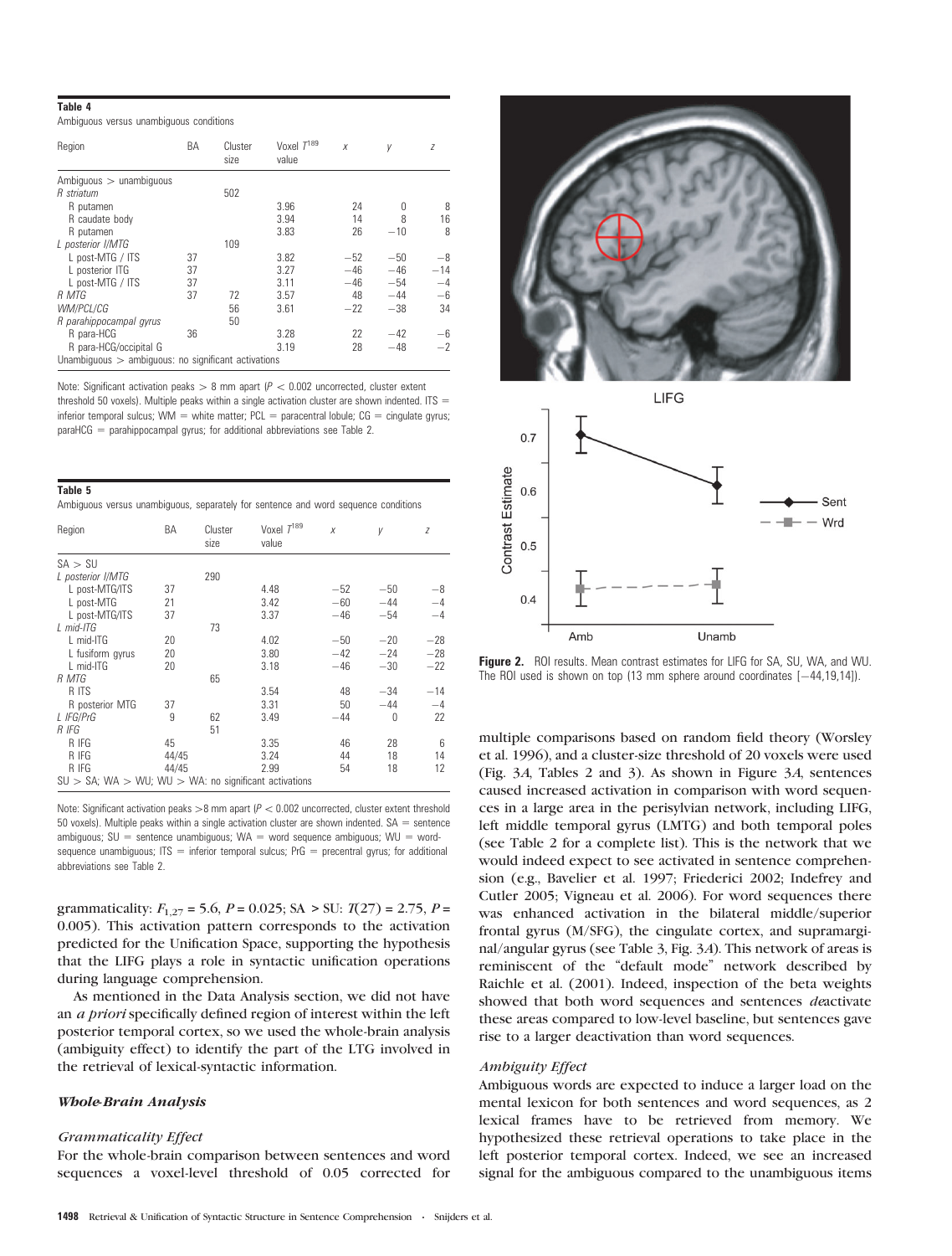**Table 4**

Ambiguous versus unambiguous conditions

| Region | BA | Cluster size | Voxel $T^{189}$ value | x | y | z |
|---|---|---|---|---|---|---|
| Ambiguous > unambiguous | | | | | | |
| *R striatum* | | 502 | | | | |
| R putamen | | | 3.96 | 24 | 0 | 8 |
| R caudate body | | | 3.94 | 14 | 8 | 16 |
| R putamen | | | 3.83 | 26 | −10 | 8 |
| *L posterior I/MTG* | | 109 | | | | |
| L post-MTG / ITS | 37 | | 3.82 | −52 | −50 | −8 |
| L posterior ITG | 37 | | 3.27 | −46 | −46 | −14 |
| L post-MTG / ITS | 37 | | 3.11 | −46 | −54 | −4 |
| *R MTG* | 37 | 72 | 3.57 | 48 | −44 | −6 |
| *WM/PCL/CG* | | 56 | 3.61 | −22 | −38 | 34 |
| *R parahippocampal gyrus* | | 50 | | | | |
| R para-HCG | 36 | | 3.28 | 22 | −42 | −6 |
| R para-HCG/occipital G | | | 3.19 | 28 | −48 | −2 |
| Unambiguous > ambiguous: no significant activations | | | | | | |

Note: Significant activation peaks > 8 mm apart ($P < 0.002$ uncorrected, cluster extent threshold 50 voxels). Multiple peaks within a single activation cluster are shown indented. ITS = inferior temporal sulcus; WM = white matter; PCL = paracentral lobule; CG = cingulate gyrus; paraHCG = parahippocampal gyrus; for additional abbreviations see Table 2.

**Table 5**

Ambiguous versus unambiguous, separately for sentence and word sequence conditions

| Region | BA | Cluster size | Voxel $T^{189}$ value | x | y | z |
|---|---|---|---|---|---|---|
| SA > SU | | | | | | |
| *L posterior I/MTG* | | 290 | | | | |
| L post-MTG/ITS | 37 | | 4.48 | −52 | −50 | −8 |
| L post-MTG | 21 | | 3.42 | −60 | −44 | −4 |
| L post-MTG/ITS | 37 | | 3.37 | −46 | −54 | −4 |
| *L mid-ITG* | | 73 | | | | |
| L mid-ITG | 20 | | 4.02 | −50 | −20 | −28 |
| L fusiform gyrus | 20 | | 3.80 | −42 | −24 | −28 |
| L mid-ITG | 20 | | 3.18 | −46 | −30 | −22 |
| *R MTG* | | 65 | | | | |
| R ITS | | | 3.54 | 48 | −34 | −14 |
| R posterior MTG | 37 | | 3.31 | 50 | −44 | −4 |
| *L IFG/PrG* | 9 | 62 | 3.49 | −44 | 0 | 22 |
| *R IFG* | | 51 | | | | |
| R IFG | 45 | | 3.35 | 46 | 28 | 6 |
| R IFG | 44/45 | | 3.24 | 44 | 18 | 14 |
| R IFG | 44/45 | | 2.99 | 54 | 18 | 12 |
| SU > SA; WA > WU; WU > WA: no significant activations | | | | | | |

Note: Significant activation peaks >8 mm apart ($P < 0.002$ uncorrected, cluster extent threshold 50 voxels). Multiple peaks within a single activation cluster are shown indented. SA = sentence ambiguous; SU = sentence unambiguous; WA = word sequence ambiguous; WU = word-sequence unambiguous; ITS = inferior temporal sulcus; PrG = precentral gyrus; for additional abbreviations see Table 2.

grammaticality: $F_{1,27} = 5.6$, $P = 0.025$; SA > SU: $T(27) = 2.75$, $P = 0.005$). This activation pattern corresponds to the activation predicted for the Unification Space, supporting the hypothesis that the LIFG plays a role in syntactic unification operations during language comprehension.

As mentioned in the Data Analysis section, we did not have an *a priori* specifically defined region of interest within the left posterior temporal cortex, so we used the whole-brain analysis (ambiguity effect) to identify the part of the LTG involved in the retrieval of lexical-syntactic information.

### *Whole-Brain Analysis*

#### *Grammaticality Effect*

For the whole-brain comparison between sentences and word sequences a voxel-level threshold of 0.05 corrected for multiple comparisons based on random field theory (Worsley et al. 1996), and a cluster-size threshold of 20 voxels were used (Fig. 3*A*, Tables 2 and 3). As shown in Figure 3*A*, sentences caused increased activation in comparison with word sequences in a large area in the perisylvian network, including LIFG, left middle temporal gyrus (LMTG) and both temporal poles (see Table 2 for a complete list). This is the network that we would indeed expect to see activated in sentence comprehension (e.g., Bavelier et al. 1997; Friederici 2002; Indefrey and Cutler 2005; Vigneau et al. 2006). For word sequences there was enhanced activation in the bilateral middle/superior frontal gyrus (M/SFG), the cingulate cortex, and supramarginal/angular gyrus (see Table 3, Fig. 3*A*). This network of areas is reminiscent of the "default mode" network described by Raichle et al. (2001). Indeed, inspection of the beta weights showed that both word sequences and sentences *de*activate these areas compared to low-level baseline, but sentences gave rise to a larger deactivation than word sequences.

**Figure 2.** ROI results. Mean contrast estimates for LIFG for SA, SU, WA, and WU. The ROI used is shown on top (13 mm sphere around coordinates [−44,19,14]).

#### *Ambiguity Effect*

Ambiguous words are expected to induce a larger load on the mental lexicon for both sentences and word sequences, as 2 lexical frames have to be retrieved from memory. We hypothesized these retrieval operations to take place in the left posterior temporal cortex. Indeed, we see an increased signal for the ambiguous compared to the unambiguous items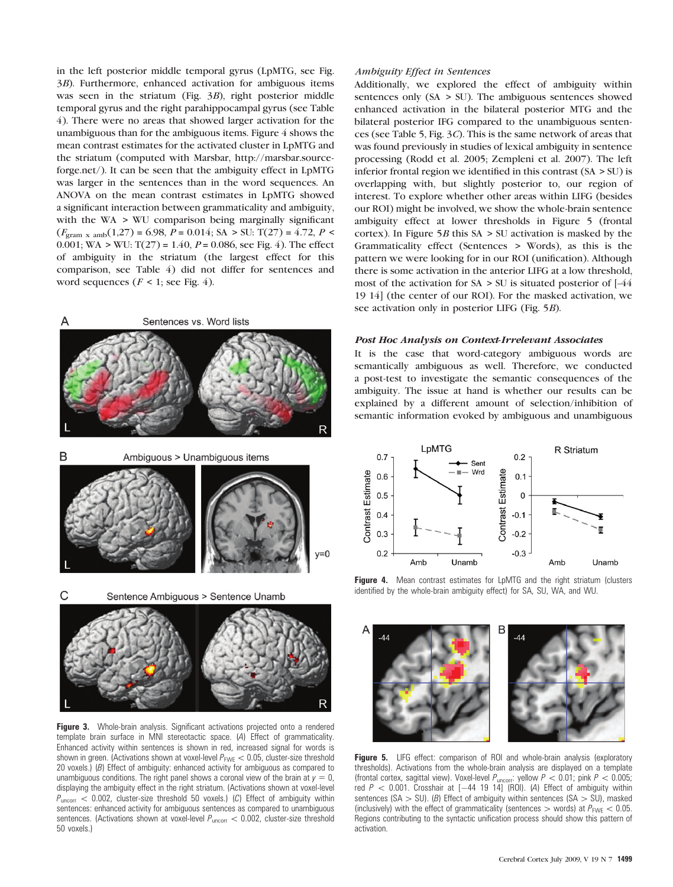in the left posterior middle temporal gyrus (LpMTG, see Fig. 3*B*). Furthermore, enhanced activation for ambiguous items was seen in the striatum (Fig. 3*B*), right posterior middle temporal gyrus and the right parahippocampal gyrus (see Table 4). There were no areas that showed larger activation for the unambiguous than for the ambiguous items. Figure 4 shows the mean contrast estimates for the activated cluster in LpMTG and the striatum (computed with Marsbar, http://marsbar.sourceforge.net/). It can be seen that the ambiguity effect in LpMTG was larger in the sentences than in the word sequences. An ANOVA on the mean contrast estimates in LpMTG showed a significant interaction between grammaticality and ambiguity, with the WA > WU comparison being marginally significant ($F_{\text{gram x amb}}(1,27) = 6.98$, $P = 0.014$; SA > SU: $T(27) = 4.72$, $P < 0.001$; WA > WU: $T(27) = 1.40$, $P = 0.086$, see Fig. 4). The effect of ambiguity in the striatum (the largest effect for this comparison, see Table 4) did not differ for sentences and word sequences ($F < 1$; see Fig. 4).

**Figure 3.** Whole-brain analysis. Significant activations projected onto a rendered template brain surface in MNI stereotactic space. (*A*) Effect of grammaticality. Enhanced activity within sentences is shown in red, increased signal for words is shown in green. (Activations shown at voxel-level $P_{\text{FWE}} < 0.05$, cluster-size threshold 20 voxels.) (*B*) Effect of ambiguity: enhanced activity for ambiguous as compared to unambiguous conditions. The right panel shows a coronal view of the brain at $y = 0$, displaying the ambiguity effect in the right striatum. (Activations shown at voxel-level $P_{\text{uncorr}} < 0.002$, cluster-size threshold 50 voxels.) (*C*) Effect of ambiguity within sentences: enhanced activity for ambiguous sentences as compared to unambiguous sentences. (Activations shown at voxel-level $P_{\text{uncorr}} < 0.002$, cluster-size threshold 50 voxels.)

### *Ambiguity Effect in Sentences*

Additionally, we explored the effect of ambiguity within sentences only (SA > SU). The ambiguous sentences showed enhanced activation in the bilateral posterior MTG and the bilateral posterior IFG compared to the unambiguous sentences (see Table 5, Fig. 3*C*). This is the same network of areas that was found previously in studies of lexical ambiguity in sentence processing (Rodd et al. 2005; Zempleni et al. 2007). The left inferior frontal region we identified in this contrast (SA > SU) is overlapping with, but slightly posterior to, our region of interest. To explore whether other areas within LIFG (besides our ROI) might be involved, we show the whole-brain sentence ambiguity effect at lower thresholds in Figure 5 (frontal cortex). In Figure 5*B* this SA > SU activation is masked by the Grammaticality effect (Sentences > Words), as this is the pattern we were looking for in our ROI (unification). Although there is some activation in the anterior LIFG at a low threshold, most of the activation for SA > SU is situated posterior of [–44 19 14] (the center of our ROI). For the masked activation, we see activation only in posterior LIFG (Fig. 5*B*).

### *Post Hoc Analysis on Context-Irrelevant Associates*

It is the case that word-category ambiguous words are semantically ambiguous as well. Therefore, we conducted a post-test to investigate the semantic consequences of the ambiguity. The issue at hand is whether our results can be explained by a different amount of selection/inhibition of semantic information evoked by ambiguous and unambiguous

**Figure 4.** Mean contrast estimates for LpMTG and the right striatum (clusters identified by the whole-brain ambiguity effect) for SA, SU, WA, and WU.

**Figure 5.** LIFG effect: comparison of ROI and whole-brain analysis (exploratory thresholds). Activations from the whole-brain analysis are displayed on a template (frontal cortex, sagittal view). Voxel-level $P_{\text{uncorr}}$: yellow $P < 0.01$; pink $P < 0.005$; red $P < 0.001$. Crosshair at [−44 19 14] (ROI). (*A*) Effect of ambiguity within sentences (SA > SU). (*B*) Effect of ambiguity within sentences (SA > SU), masked (inclusively) with the effect of grammaticality (sentences > words) at $P_{\text{FWE}} < 0.05$. Regions contributing to the syntactic unification process should show this pattern of activation.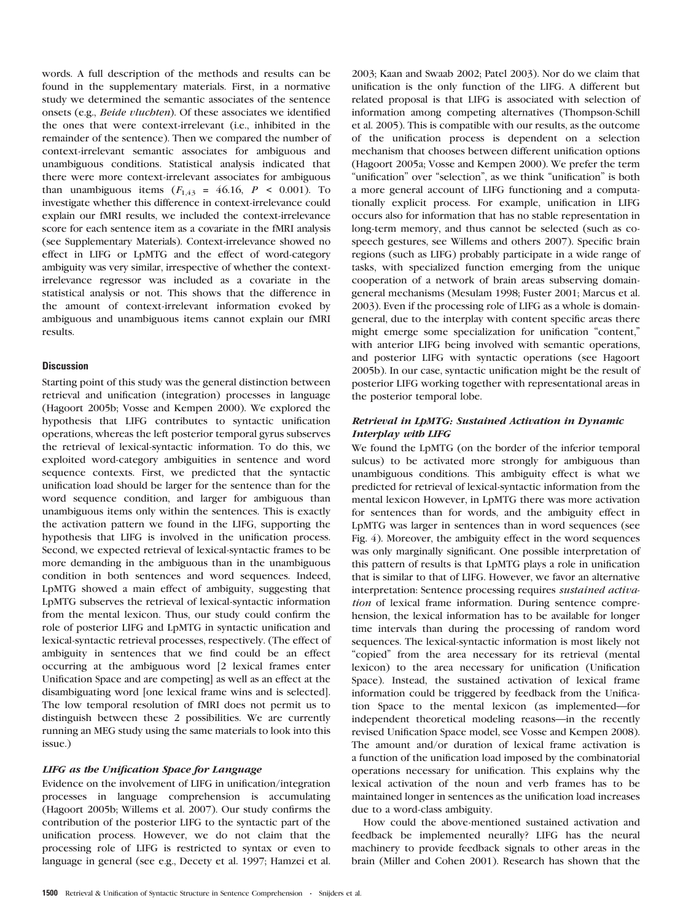words. A full description of the methods and results can be found in the supplementary materials. First, in a normative study we determined the semantic associates of the sentence onsets (e.g., *Beide vluchten*). Of these associates we identified the ones that were context-irrelevant (i.e., inhibited in the remainder of the sentence). Then we compared the number of context-irrelevant semantic associates for ambiguous and unambiguous conditions. Statistical analysis indicated that there were more context-irrelevant associates for ambiguous than unambiguous items ($F_{1,43}$ = 46.16, $P$ < 0.001). To investigate whether this difference in context-irrelevance could explain our fMRI results, we included the context-irrelevance score for each sentence item as a covariate in the fMRI analysis (see Supplementary Materials). Context-irrelevance showed no effect in LIFG or LpMTG and the effect of word-category ambiguity was very similar, irrespective of whether the context-irrelevance regressor was included as a covariate in the statistical analysis or not. This shows that the difference in the amount of context-irrelevant information evoked by ambiguous and unambiguous items cannot explain our fMRI results.

## Discussion

Starting point of this study was the general distinction between retrieval and unification (integration) processes in language (Hagoort 2005b; Vosse and Kempen 2000). We explored the hypothesis that LIFG contributes to syntactic unification operations, whereas the left posterior temporal gyrus subserves the retrieval of lexical-syntactic information. To do this, we exploited word-category ambiguities in sentence and word sequence contexts. First, we predicted that the syntactic unification load should be larger for the sentence than for the word sequence condition, and larger for ambiguous than unambiguous items only within the sentences. This is exactly the activation pattern we found in the LIFG, supporting the hypothesis that LIFG is involved in the unification process. Second, we expected retrieval of lexical-syntactic frames to be more demanding in the ambiguous than in the unambiguous condition in both sentences and word sequences. Indeed, LpMTG showed a main effect of ambiguity, suggesting that LpMTG subserves the retrieval of lexical-syntactic information from the mental lexicon. Thus, our study could confirm the role of posterior LIFG and LpMTG in syntactic unification and lexical-syntactic retrieval processes, respectively. (The effect of ambiguity in sentences that we find could be an effect occurring at the ambiguous word [2 lexical frames enter Unification Space and are competing] as well as an effect at the disambiguating word [one lexical frame wins and is selected]. The low temporal resolution of fMRI does not permit us to distinguish between these 2 possibilities. We are currently running an MEG study using the same materials to look into this issue.)

### *LIFG as the Unification Space for Language*

Evidence on the involvement of LIFG in unification/integration processes in language comprehension is accumulating (Hagoort 2005b; Willems et al. 2007). Our study confirms the contribution of the posterior LIFG to the syntactic part of the unification process. However, we do not claim that the processing role of LIFG is restricted to syntax or even to language in general (see e.g., Decety et al. 1997; Hamzei et al. 2003; Kaan and Swaab 2002; Patel 2003). Nor do we claim that unification is the only function of the LIFG. A different but related proposal is that LIFG is associated with selection of information among competing alternatives (Thompson-Schill et al. 2005). This is compatible with our results, as the outcome of the unification process is dependent on a selection mechanism that chooses between different unification options (Hagoort 2005a; Vosse and Kempen 2000). We prefer the term "unification" over "selection", as we think "unification" is both a more general account of LIFG functioning and a computationally explicit process. For example, unification in LIFG occurs also for information that has no stable representation in long-term memory, and thus cannot be selected (such as co-speech gestures, see Willems and others 2007). Specific brain regions (such as LIFG) probably participate in a wide range of tasks, with specialized function emerging from the unique cooperation of a network of brain areas subserving domain-general mechanisms (Mesulam 1998; Fuster 2001; Marcus et al. 2003). Even if the processing role of LIFG as a whole is domain-general, due to the interplay with content specific areas there might emerge some specialization for unification "content," with anterior LIFG being involved with semantic operations, and posterior LIFG with syntactic operations (see Hagoort 2005b). In our case, syntactic unification might be the result of posterior LIFG working together with representational areas in the posterior temporal lobe.

### *Retrieval in LpMTG: Sustained Activation in Dynamic Interplay with LIFG*

We found the LpMTG (on the border of the inferior temporal sulcus) to be activated more strongly for ambiguous than unambiguous conditions. This ambiguity effect is what we predicted for retrieval of lexical-syntactic information from the mental lexicon However, in LpMTG there was more activation for sentences than for words, and the ambiguity effect in LpMTG was larger in sentences than in word sequences (see Fig. 4). Moreover, the ambiguity effect in the word sequences was only marginally significant. One possible interpretation of this pattern of results is that LpMTG plays a role in unification that is similar to that of LIFG. However, we favor an alternative interpretation: Sentence processing requires *sustained activation* of lexical frame information. During sentence comprehension, the lexical information has to be available for longer time intervals than during the processing of random word sequences. The lexical-syntactic information is most likely not "copied" from the area necessary for its retrieval (mental lexicon) to the area necessary for unification (Unification Space). Instead, the sustained activation of lexical frame information could be triggered by feedback from the Unification Space to the mental lexicon (as implemented—for independent theoretical modeling reasons—in the recently revised Unification Space model, see Vosse and Kempen 2008). The amount and/or duration of lexical frame activation is a function of the unification load imposed by the combinatorial operations necessary for unification. This explains why the lexical activation of the noun and verb frames has to be maintained longer in sentences as the unification load increases due to a word-class ambiguity.

How could the above-mentioned sustained activation and feedback be implemented neurally? LIFG has the neural machinery to provide feedback signals to other areas in the brain (Miller and Cohen 2001). Research has shown that the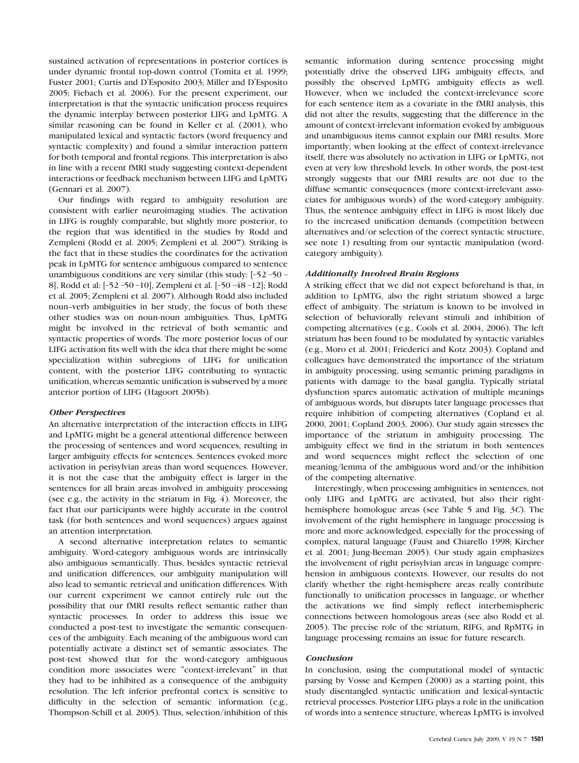sustained activation of representations in posterior cortices is under dynamic frontal top-down control (Tomita et al. 1999; Fuster 2001; Curtis and D'Esposito 2003; Miller and D'Esposito 2005; Fiebach et al. 2006). For the present experiment, our interpretation is that the syntactic unification process requires the dynamic interplay between posterior LIFG and LpMTG. A similar reasoning can be found in Keller et al. (2001), who manipulated lexical and syntactic factors (word frequency and syntactic complexity) and found a similar interaction pattern for both temporal and frontal regions. This interpretation is also in line with a recent fMRI study suggesting context-dependent interactions or feedback mechanism between LIFG and LpMTG (Gennari et al. 2007).

Our findings with regard to ambiguity resolution are consistent with earlier neuroimaging studies. The activation in LIFG is roughly comparable, but slightly more posterior, to the region that was identified in the studies by Rodd and Zempleni (Rodd et al. 2005; Zempleni et al. 2007). Striking is the fact that in these studies the coordinates for the activation peak in LpMTG for sentence ambiguous compared to sentence unambiguous conditions are very similar (this study: [–52 –50 –8], Rodd et al: [–52 –50 –10], Zempleni et al. [–50 –48 –12]; Rodd et al. 2005; Zempleni et al. 2007). Although Rodd also included noun–verb ambiguities in her study, the focus of both these other studies was on noun-noun ambiguities. Thus, LpMTG might be involved in the retrieval of both semantic and syntactic properties of words. The more posterior locus of our LIFG activation fits well with the idea that there might be some specialization within subregions of LIFG for unification content, with the posterior LIFG contributing to syntactic unification, whereas semantic unification is subserved by a more anterior portion of LIFG (Hagoort 2005b).

### *Other Perspectives*

An alternative interpretation of the interaction effects in LIFG and LpMTG might be a general attentional difference between the processing of sentences and word sequences, resulting in larger ambiguity effects for sentences. Sentences evoked more activation in perisylvian areas than word sequences. However, it is not the case that the ambiguity effect is larger in the sentences for all brain areas involved in ambiguity processing (see e.g., the activity in the striatum in Fig. 4). Moreover, the fact that our participants were highly accurate in the control task (for both sentences and word sequences) argues against an attention interpretation.

A second alternative interpretation relates to semantic ambiguity. Word-category ambiguous words are intrinsically also ambiguous semantically. Thus, besides syntactic retrieval and unification differences, our ambiguity manipulation will also lead to semantic retrieval and unification differences. With our current experiment we cannot entirely rule out the possibility that our fMRI results reflect semantic rather than syntactic processes. In order to address this issue we conducted a post-test to investigate the semantic consequences of the ambiguity. Each meaning of the ambiguous word can potentially activate a distinct set of semantic associates. The post-test showed that for the word-category ambiguous condition more associates were "context-irrelevant" in that they had to be inhibited as a consequence of the ambiguity resolution. The left inferior prefrontal cortex is sensitive to difficulty in the selection of semantic information (e.g., Thompson-Schill et al. 2005). Thus, selection/inhibition of this semantic information during sentence processing might potentially drive the observed LIFG ambiguity effects, and possibly the observed LpMTG ambiguity effects as well. However, when we included the context-irrelevance score for each sentence item as a covariate in the fMRI analysis, this did not alter the results, suggesting that the difference in the amount of context-irrelevant information evoked by ambiguous and unambiguous items cannot explain our fMRI results. More importantly, when looking at the effect of context-irrelevance itself, there was absolutely no activation in LIFG or LpMTG, not even at very low threshold levels. In other words, the post-test strongly suggests that our fMRI results are not due to the diffuse semantic consequences (more context-irrelevant associates for ambiguous words) of the word-category ambiguity. Thus, the sentence ambiguity effect in LIFG is most likely due to the increased unification demands (competition between alternatives and/or selection of the correct syntactic structure, see note 1) resulting from our syntactic manipulation (word-category ambiguity).

### *Additionally Involved Brain Regions*

A striking effect that we did not expect beforehand is that, in addition to LpMTG, also the right striatum showed a large effect of ambiguity. The striatum is known to be involved in selection of behaviorally relevant stimuli and inhibition of competing alternatives (e.g., Cools et al. 2004, 2006). The left striatum has been found to be modulated by syntactic variables (e.g., Moro et al. 2001; Friederici and Kotz 2003). Copland and colleagues have demonstrated the importance of the striatum in ambiguity processing, using semantic priming paradigms in patients with damage to the basal ganglia. Typically striatal dysfunction spares automatic activation of multiple meanings of ambiguous words, but disrupts later language processes that require inhibition of competing alternatives (Copland et al. 2000, 2001; Copland 2003, 2006). Our study again stresses the importance of the striatum in ambiguity processing. The ambiguity effect we find in the striatum in both sentences and word sequences might reflect the selection of one meaning/lemma of the ambiguous word and/or the inhibition of the competing alternative.

Interestingly, when processing ambiguities in sentences, not only LIFG and LpMTG are activated, but also their right-hemisphere homologue areas (see Table 5 and Fig. 3*C*). The involvement of the right hemisphere in language processing is more and more acknowledged, especially for the processing of complex, natural language (Faust and Chiarello 1998; Kircher et al. 2001; Jung-Beeman 2005). Our study again emphasizes the involvement of right perisylvian areas in language comprehension in ambiguous contexts. However, our results do not clarify whether the right-hemisphere areas really contribute functionally to unification processes in language, or whether the activations we find simply reflect interhemispheric connections between homologous areas (see also Rodd et al. 2005). The precise role of the striatum, RIFG, and RpMTG in language processing remains an issue for future research.

### *Conclusion*

In conclusion, using the computational model of syntactic parsing by Vosse and Kempen (2000) as a starting point, this study disentangled syntactic unification and lexical-syntactic retrieval processes. Posterior LIFG plays a role in the unification of words into a sentence structure, whereas LpMTG is involved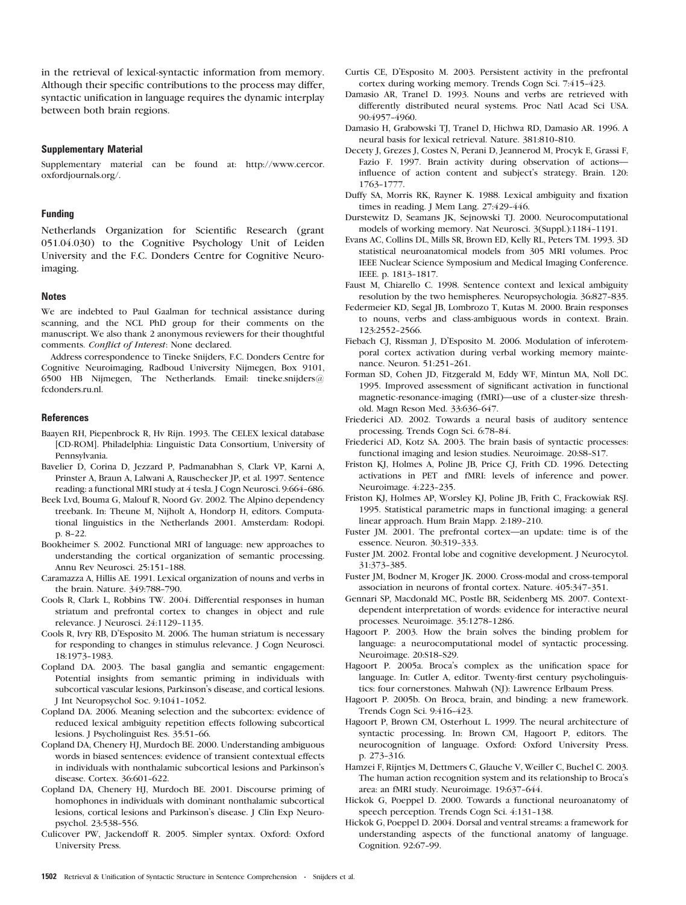in the retrieval of lexical-syntactic information from memory. Although their specific contributions to the process may differ, syntactic unification in language requires the dynamic interplay between both brain regions.

### Supplementary Material

Supplementary material can be found at: http://www.cercor.oxfordjournals.org/.

### Funding

Netherlands Organization for Scientific Research (grant 051.04.030) to the Cognitive Psychology Unit of Leiden University and the F.C. Donders Centre for Cognitive Neuroimaging.

### Notes

We are indebted to Paul Gaalman for technical assistance during scanning, and the NCL PhD group for their comments on the manuscript. We also thank 2 anonymous reviewers for their thoughtful comments. *Conflict of Interest*: None declared.

Address correspondence to Tineke Snijders, F.C. Donders Centre for Cognitive Neuroimaging, Radboud University Nijmegen, Box 9101, 6500 HB Nijmegen, The Netherlands. Email: tineke.snijders@fcdonders.ru.nl.

### References

Baayen RH, Piepenbrock R, Hv Rijn. 1993. The CELEX lexical database [CD-ROM]. Philadelphia: Linguistic Data Consortium, University of Pennsylvania.

Bavelier D, Corina D, Jezzard P, Padmanabhan S, Clark VP, Karni A, Prinster A, Braun A, Lalwani A, Rauschecker JP, et al. 1997. Sentence reading: a functional MRI study at 4 tesla. J Cogn Neurosci. 9:664–686.

Beek Lvd, Bouma G, Malouf R, Noord Gv. 2002. The Alpino dependency treebank. In: Theune M, Nijholt A, Hondorp H, editors. Computational linguistics in the Netherlands 2001. Amsterdam: Rodopi. p. 8–22.

Bookheimer S. 2002. Functional MRI of language: new approaches to understanding the cortical organization of semantic processing. Annu Rev Neurosci. 25:151–188.

Caramazza A, Hillis AE. 1991. Lexical organization of nouns and verbs in the brain. Nature. 349:788–790.

Cools R, Clark L, Robbins TW. 2004. Differential responses in human striatum and prefrontal cortex to changes in object and rule relevance. J Neurosci. 24:1129–1135.

Cools R, Ivry RB, D'Esposito M. 2006. The human striatum is necessary for responding to changes in stimulus relevance. J Cogn Neurosci. 18:1973–1983.

Copland DA. 2003. The basal ganglia and semantic engagement: Potential insights from semantic priming in individuals with subcortical vascular lesions, Parkinson's disease, and cortical lesions. J Int Neuropsychol Soc. 9:1041–1052.

Copland DA. 2006. Meaning selection and the subcortex: evidence of reduced lexical ambiguity repetition effects following subcortical lesions. J Psycholinguist Res. 35:51–66.

Copland DA, Chenery HJ, Murdoch BE. 2000. Understanding ambiguous words in biased sentences: evidence of transient contextual effects in individuals with nonthalamic subcortical lesions and Parkinson's disease. Cortex. 36:601–622.

Copland DA, Chenery HJ, Murdoch BE. 2001. Discourse priming of homophones in individuals with dominant nonthalamic subcortical lesions, cortical lesions and Parkinson's disease. J Clin Exp Neuropsychol. 23:538–556.

Culicover PW, Jackendoff R. 2005. Simpler syntax. Oxford: Oxford University Press.

Curtis CE, D'Esposito M. 2003. Persistent activity in the prefrontal cortex during working memory. Trends Cogn Sci. 7:415–423.

Damasio AR, Tranel D. 1993. Nouns and verbs are retrieved with differently distributed neural systems. Proc Natl Acad Sci USA. 90:4957–4960.

Damasio H, Grabowski TJ, Tranel D, Hichwa RD, Damasio AR. 1996. A neural basis for lexical retrieval. Nature. 381:810–810.

Decety J, Grezes J, Costes N, Perani D, Jeannerod M, Procyk E, Grassi F, Fazio F. 1997. Brain activity during observation of actions—influence of action content and subject's strategy. Brain. 120: 1763–1777.

Duffy SA, Morris RK, Rayner K. 1988. Lexical ambiguity and fixation times in reading. J Mem Lang. 27:429–446.

Durstewitz D, Seamans JK, Sejnowski TJ. 2000. Neurocomputational models of working memory. Nat Neurosci. 3(Suppl.):1184–1191.

Evans AC, Collins DL, Mills SR, Brown ED, Kelly RL, Peters TM. 1993. 3D statistical neuroanatomical models from 305 MRI volumes. Proc IEEE Nuclear Science Symposium and Medical Imaging Conference. IEEE. p. 1813–1817.

Faust M, Chiarello C. 1998. Sentence context and lexical ambiguity resolution by the two hemispheres. Neuropsychologia. 36:827–835.

Federmeier KD, Segal JB, Lombrozo T, Kutas M. 2000. Brain responses to nouns, verbs and class-ambiguous words in context. Brain. 123:2552–2566.

Fiebach CJ, Rissman J, D'Esposito M. 2006. Modulation of inferotemporal cortex activation during verbal working memory maintenance. Neuron. 51:251–261.

Forman SD, Cohen JD, Fitzgerald M, Eddy WF, Mintun MA, Noll DC. 1995. Improved assessment of significant activation in functional magnetic-resonance-imaging (fMRI)—use of a cluster-size threshold. Magn Reson Med. 33:636–647.

Friederici AD. 2002. Towards a neural basis of auditory sentence processing. Trends Cogn Sci. 6:78–84.

Friederici AD, Kotz SA. 2003. The brain basis of syntactic processes: functional imaging and lesion studies. Neuroimage. 20:S8–S17.

Friston KJ, Holmes A, Poline JB, Price CJ, Frith CD. 1996. Detecting activations in PET and fMRI: levels of inference and power. Neuroimage. 4:223–235.

Friston KJ, Holmes AP, Worsley KJ, Poline JB, Frith C, Frackowiak RSJ. 1995. Statistical parametric maps in functional imaging: a general linear approach. Hum Brain Mapp. 2:189–210.

Fuster JM. 2001. The prefrontal cortex—an update: time is of the essence. Neuron. 30:319–333.

Fuster JM. 2002. Frontal lobe and cognitive development. J Neurocytol. 31:373–385.

Fuster JM, Bodner M, Kroger JK. 2000. Cross-modal and cross-temporal association in neurons of frontal cortex. Nature. 405:347–351.

Gennari SP, Macdonald MC, Postle BR, Seidenberg MS. 2007. Context-dependent interpretation of words: evidence for interactive neural processes. Neuroimage. 35:1278–1286.

Hagoort P. 2003. How the brain solves the binding problem for language: a neurocomputational model of syntactic processing. Neuroimage. 20:S18–S29.

Hagoort P. 2005a. Broca's complex as the unification space for language. In: Cutler A, editor. Twenty-first century psycholinguistics: four cornerstones. Mahwah (NJ): Lawrence Erlbaum Press.

Hagoort P. 2005b. On Broca, brain, and binding: a new framework. Trends Cogn Sci. 9:416–423.

Hagoort P, Brown CM, Osterhout L. 1999. The neural architecture of syntactic processing. In: Brown CM, Hagoort P, editors. The neurocognition of language. Oxford: Oxford University Press. p. 273–316.

Hamzei F, Rijntjes M, Dettmers C, Glauche V, Weiller C, Buchel C. 2003. The human action recognition system and its relationship to Broca's area: an fMRI study. Neuroimage. 19:637–644.

Hickok G, Poeppel D. 2000. Towards a functional neuroanatomy of speech perception. Trends Cogn Sci. 4:131–138.

Hickok G, Poeppel D. 2004. Dorsal and ventral streams: a framework for understanding aspects of the functional anatomy of language. Cognition. 92:67–99.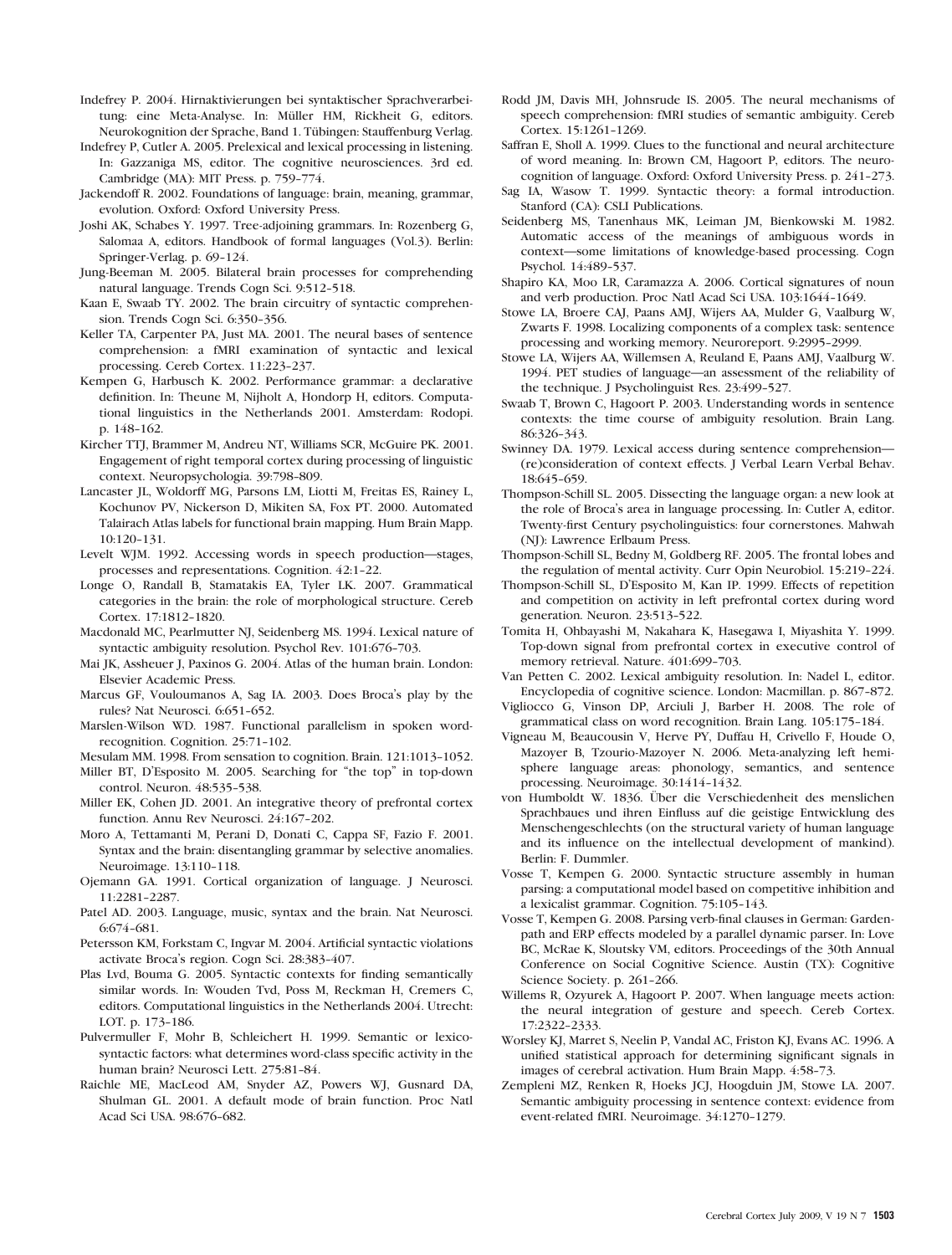Indefrey P. 2004. Hirnaktivierungen bei syntaktischer Sprachverarbeitung: eine Meta-Analyse. In: Müller HM, Rickheit G, editors. Neurokognition der Sprache, Band 1. Tübingen: Stauffenburg Verlag.

Indefrey P, Cutler A. 2005. Prelexical and lexical processing in listening. In: Gazzaniga MS, editor. The cognitive neurosciences. 3rd ed. Cambridge (MA): MIT Press. p. 759–774.

Jackendoff R. 2002. Foundations of language: brain, meaning, grammar, evolution. Oxford: Oxford University Press.

Joshi AK, Schabes Y. 1997. Tree-adjoining grammars. In: Rozenberg G, Salomaa A, editors. Handbook of formal languages (Vol.3). Berlin: Springer-Verlag. p. 69–124.

Jung-Beeman M. 2005. Bilateral brain processes for comprehending natural language. Trends Cogn Sci. 9:512–518.

Kaan E, Swaab TY. 2002. The brain circuitry of syntactic comprehension. Trends Cogn Sci. 6:350–356.

Keller TA, Carpenter PA, Just MA. 2001. The neural bases of sentence comprehension: a fMRI examination of syntactic and lexical processing. Cereb Cortex. 11:223–237.

Kempen G, Harbusch K. 2002. Performance grammar: a declarative definition. In: Theune M, Nijholt A, Hondorp H, editors. Computational linguistics in the Netherlands 2001. Amsterdam: Rodopi. p. 148–162.

Kircher TTJ, Brammer M, Andreu NT, Williams SCR, McGuire PK. 2001. Engagement of right temporal cortex during processing of linguistic context. Neuropsychologia. 39:798–809.

Lancaster JL, Woldorff MG, Parsons LM, Liotti M, Freitas ES, Rainey L, Kochunov PV, Nickerson D, Mikiten SA, Fox PT. 2000. Automated Talairach Atlas labels for functional brain mapping. Hum Brain Mapp. 10:120–131.

Levelt WJM. 1992. Accessing words in speech production—stages, processes and representations. Cognition. 42:1–22.

Longe O, Randall B, Stamatakis EA, Tyler LK. 2007. Grammatical categories in the brain: the role of morphological structure. Cereb Cortex. 17:1812–1820.

Macdonald MC, Pearlmutter NJ, Seidenberg MS. 1994. Lexical nature of syntactic ambiguity resolution. Psychol Rev. 101:676–703.

Mai JK, Assheuer J, Paxinos G. 2004. Atlas of the human brain. London: Elsevier Academic Press.

Marcus GF, Vouloumanos A, Sag IA. 2003. Does Broca's play by the rules? Nat Neurosci. 6:651–652.

Marslen-Wilson WD. 1987. Functional parallelism in spoken word-recognition. Cognition. 25:71–102.

Mesulam MM. 1998. From sensation to cognition. Brain. 121:1013–1052.

Miller BT, D'Esposito M. 2005. Searching for "the top" in top-down control. Neuron. 48:535–538.

Miller EK, Cohen JD. 2001. An integrative theory of prefrontal cortex function. Annu Rev Neurosci. 24:167–202.

Moro A, Tettamanti M, Perani D, Donati C, Cappa SF, Fazio F. 2001. Syntax and the brain: disentangling grammar by selective anomalies. Neuroimage. 13:110–118.

Ojemann GA. 1991. Cortical organization of language. J Neurosci. 11:2281–2287.

Patel AD. 2003. Language, music, syntax and the brain. Nat Neurosci. 6:674–681.

Petersson KM, Forkstam C, Ingvar M. 2004. Artificial syntactic violations activate Broca's region. Cogn Sci. 28:383–407.

Plas Lvd, Bouma G. 2005. Syntactic contexts for finding semantically similar words. In: Wouden Tvd, Poss M, Reckman H, Cremers C, editors. Computational linguistics in the Netherlands 2004. Utrecht: LOT. p. 173–186.

Pulvermuller F, Mohr B, Schleichert H. 1999. Semantic or lexico-syntactic factors: what determines word-class specific activity in the human brain? Neurosci Lett. 275:81–84.

Raichle ME, MacLeod AM, Snyder AZ, Powers WJ, Gusnard DA, Shulman GL. 2001. A default mode of brain function. Proc Natl Acad Sci USA. 98:676–682.

Rodd JM, Davis MH, Johnsrude IS. 2005. The neural mechanisms of speech comprehension: fMRI studies of semantic ambiguity. Cereb Cortex. 15:1261–1269.

Saffran E, Sholl A. 1999. Clues to the functional and neural architecture of word meaning. In: Brown CM, Hagoort P, editors. The neurocognition of language. Oxford: Oxford University Press. p. 241–273.

Sag IA, Wasow T. 1999. Syntactic theory: a formal introduction. Stanford (CA): CSLI Publications.

Seidenberg MS, Tanenhaus MK, Leiman JM, Bienkowski M. 1982. Automatic access of the meanings of ambiguous words in context—some limitations of knowledge-based processing. Cogn Psychol. 14:489–537.

Shapiro KA, Moo LR, Caramazza A. 2006. Cortical signatures of noun and verb production. Proc Natl Acad Sci USA. 103:1644–1649.

Stowe LA, Broere CAJ, Paans AMJ, Wijers AA, Mulder G, Vaalburg W, Zwarts F. 1998. Localizing components of a complex task: sentence processing and working memory. Neuroreport. 9:2995–2999.

Stowe LA, Wijers AA, Willemsen A, Reuland E, Paans AMJ, Vaalburg W. 1994. PET studies of language—an assessment of the reliability of the technique. J Psycholinguist Res. 23:499–527.

Swaab T, Brown C, Hagoort P. 2003. Understanding words in sentence contexts: the time course of ambiguity resolution. Brain Lang. 86:326–343.

Swinney DA. 1979. Lexical access during sentence comprehension—(re)consideration of context effects. J Verbal Learn Verbal Behav. 18:645–659.

Thompson-Schill SL. 2005. Dissecting the language organ: a new look at the role of Broca's area in language processing. In: Cutler A, editor. Twenty-first Century psycholinguistics: four cornerstones. Mahwah (NJ): Lawrence Erlbaum Press.

Thompson-Schill SL, Bedny M, Goldberg RF. 2005. The frontal lobes and the regulation of mental activity. Curr Opin Neurobiol. 15:219–224.

Thompson-Schill SL, D'Esposito M, Kan IP. 1999. Effects of repetition and competition on activity in left prefrontal cortex during word generation. Neuron. 23:513–522.

Tomita H, Ohbayashi M, Nakahara K, Hasegawa I, Miyashita Y. 1999. Top-down signal from prefrontal cortex in executive control of memory retrieval. Nature. 401:699–703.

Van Petten C. 2002. Lexical ambiguity resolution. In: Nadel L, editor. Encyclopedia of cognitive science. London: Macmillan. p. 867–872.

Vigliocco G, Vinson DP, Arciuli J, Barber H. 2008. The role of grammatical class on word recognition. Brain Lang. 105:175–184.

Vigneau M, Beaucousin V, Herve PY, Duffau H, Crivello F, Houde O, Mazoyer B, Tzourio-Mazoyer N. 2006. Meta-analyzing left hemisphere language areas: phonology, semantics, and sentence processing. Neuroimage. 30:1414–1432.

von Humboldt W. 1836. Über die Verschiedenheit des menslichen Sprachbaues und ihren Einfluss auf die geistige Entwicklung des Menschengeschlechts (on the structural variety of human language and its influence on the intellectual development of mankind). Berlin: F. Dummler.

Vosse T, Kempen G. 2000. Syntactic structure assembly in human parsing: a computational model based on competitive inhibition and a lexicalist grammar. Cognition. 75:105–143.

Vosse T, Kempen G. 2008. Parsing verb-final clauses in German: Garden-path and ERP effects modeled by a parallel dynamic parser. In: Love BC, McRae K, Sloutsky VM, editors. Proceedings of the 30th Annual Conference on Social Cognitive Science. Austin (TX): Cognitive Science Society. p. 261–266.

Willems R, Ozyurek A, Hagoort P. 2007. When language meets action: the neural integration of gesture and speech. Cereb Cortex. 17:2322–2333.

Worsley KJ, Marret S, Neelin P, Vandal AC, Friston KJ, Evans AC. 1996. A unified statistical approach for determining significant signals in images of cerebral activation. Hum Brain Mapp. 4:58–73.

Zempleni MZ, Renken R, Hoeks JCJ, Hoogduin JM, Stowe LA. 2007. Semantic ambiguity processing in sentence context: evidence from event-related fMRI. Neuroimage. 34:1270–1279.